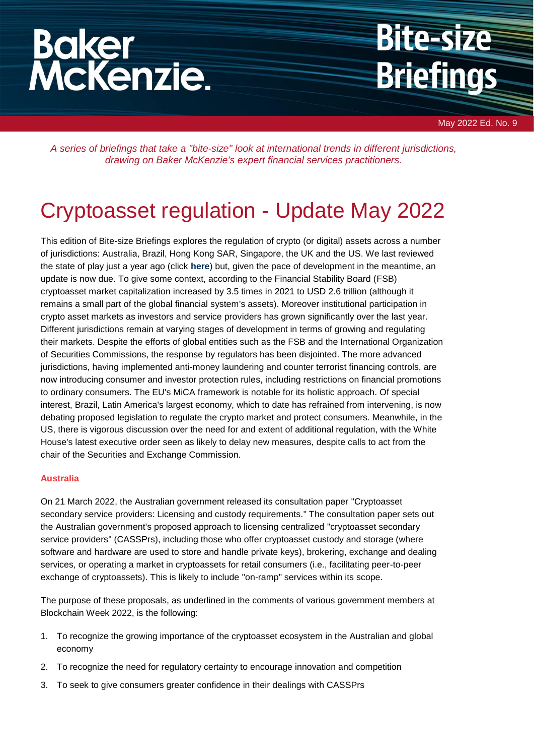Baker McKenzie.

# Bite-size Briefings

May 2022 Ed. No. 9

*A series of briefings that take a "bite-size" look at international trends in different jurisdictions, drawing on Baker McKenzie's expert financial services practitioners.*

# Cryptoasset regulation - Update May 2022

This edition of Bite-size Briefings explores the regulation of crypto (or digital) assets across a number of jurisdictions: Australia, Brazil, Hong Kong SAR, Singapore, the UK and the US. We last reviewed the state of play just a year ago (click **here**) but, given the pace of development in the meantime, an update is now due. To give some context, according to the Financial Stability Board (FSB) cryptoasset market capitalization increased by 3.5 times in 2021 to USD 2.6 trillion (although it remains a small part of the global financial system's assets). Moreover institutional participation in crypto asset markets as investors and service providers has grown significantly over the last year. Different jurisdictions remain at varying stages of development in terms of growing and regulating their markets. Despite the efforts of global entities such as the FSB and the International Organization of Securities Commissions, the response by regulators has been disjointed. The more advanced jurisdictions, having implemented anti-money laundering and counter terrorist financing controls, are now introducing consumer and investor protection rules, including restrictions on financial promotions to ordinary consumers. The EU's MiCA framework is notable for its holistic approach. Of special interest, Brazil, Latin America's largest economy, which to date has refrained from intervening, is now debating proposed legislation to regulate the crypto market and protect consumers. Meanwhile, in the US, there is vigorous discussion over the need for and extent of additional regulation, with the White House's latest executive order seen as likely to delay new measures, despite calls to act from the chair of the Securities and Exchange Commission.

### Australia

On 21 March 2022, the Australian government released its consultation paper "Cryptoasset secondary service providers: Licensing and custody requirements." The consultation paper sets out the Australian government's proposed approach to licensing centralized "cryptoasset secondary service providers" (CASSPrs), including those who offer cryptoasset custody and storage (where software and hardware are used to store and handle private keys), brokering, exchange and dealing services, or operating a market in cryptoassets for retail consumers (i.e., facilitating peer-to-peer exchange of cryptoassets). This is likely to include "on-ramp" services within its scope.

The purpose of these proposals, as underlined in the comments of various government members at Blockchain Week 2022, is the following:

1. To recognize the growing importance of the cryptoasset ecosystem in the Australian and global economy
2. To recognize the need for regulatory certainty to encourage innovation and competition
3. To seek to give consumers greater confidence in their dealings with CASSPrs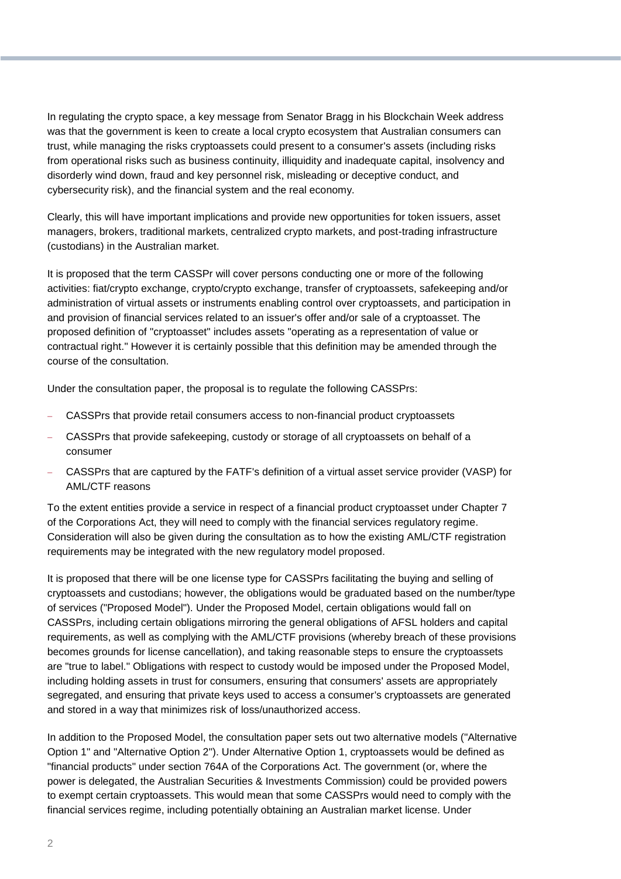In regulating the crypto space, a key message from Senator Bragg in his Blockchain Week address was that the government is keen to create a local crypto ecosystem that Australian consumers can trust, while managing the risks cryptoassets could present to a consumer's assets (including risks from operational risks such as business continuity, illiquidity and inadequate capital, insolvency and disorderly wind down, fraud and key personnel risk, misleading or deceptive conduct, and cybersecurity risk), and the financial system and the real economy.

Clearly, this will have important implications and provide new opportunities for token issuers, asset managers, brokers, traditional markets, centralized crypto markets, and post-trading infrastructure (custodians) in the Australian market.

It is proposed that the term CASSPr will cover persons conducting one or more of the following activities: fiat/crypto exchange, crypto/crypto exchange, transfer of cryptoassets, safekeeping and/or administration of virtual assets or instruments enabling control over cryptoassets, and participation in and provision of financial services related to an issuer's offer and/or sale of a cryptoasset. The proposed definition of "cryptoasset" includes assets "operating as a representation of value or contractual right." However it is certainly possible that this definition may be amended through the course of the consultation.

Under the consultation paper, the proposal is to regulate the following CASSPrs:

- CASSPrs that provide retail consumers access to non-financial product cryptoassets
- CASSPrs that provide safekeeping, custody or storage of all cryptoassets on behalf of a consumer
- CASSPrs that are captured by the FATF's definition of a virtual asset service provider (VASP) for AML/CTF reasons

To the extent entities provide a service in respect of a financial product cryptoasset under Chapter 7 of the Corporations Act, they will need to comply with the financial services regulatory regime. Consideration will also be given during the consultation as to how the existing AML/CTF registration requirements may be integrated with the new regulatory model proposed.

It is proposed that there will be one license type for CASSPrs facilitating the buying and selling of cryptoassets and custodians; however, the obligations would be graduated based on the number/type of services ("Proposed Model"). Under the Proposed Model, certain obligations would fall on CASSPrs, including certain obligations mirroring the general obligations of AFSL holders and capital requirements, as well as complying with the AML/CTF provisions (whereby breach of these provisions becomes grounds for license cancellation), and taking reasonable steps to ensure the cryptoassets are "true to label." Obligations with respect to custody would be imposed under the Proposed Model, including holding assets in trust for consumers, ensuring that consumers' assets are appropriately segregated, and ensuring that private keys used to access a consumer's cryptoassets are generated and stored in a way that minimizes risk of loss/unauthorized access.

In addition to the Proposed Model, the consultation paper sets out two alternative models ("Alternative Option 1" and "Alternative Option 2"). Under Alternative Option 1, cryptoassets would be defined as "financial products" under section 764A of the Corporations Act. The government (or, where the power is delegated, the Australian Securities & Investments Commission) could be provided powers to exempt certain cryptoassets. This would mean that some CASSPrs would need to comply with the financial services regime, including potentially obtaining an Australian market license. Under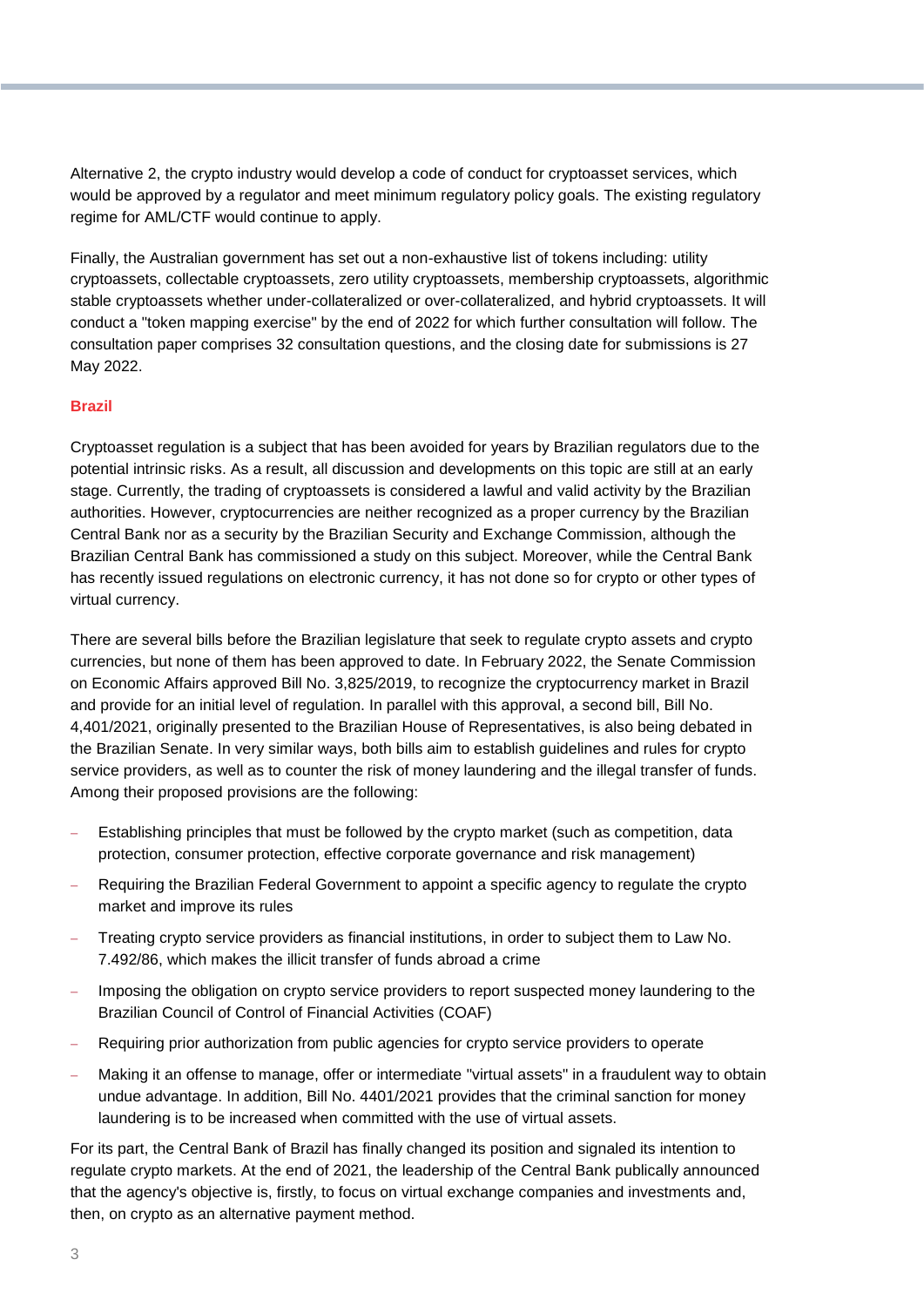Alternative 2, the crypto industry would develop a code of conduct for cryptoasset services, which would be approved by a regulator and meet minimum regulatory policy goals. The existing regulatory regime for AML/CTF would continue to apply.

Finally, the Australian government has set out a non-exhaustive list of tokens including: utility cryptoassets, collectable cryptoassets, zero utility cryptoassets, membership cryptoassets, algorithmic stable cryptoassets whether under-collateralized or over-collateralized, and hybrid cryptoassets. It will conduct a "token mapping exercise" by the end of 2022 for which further consultation will follow. The consultation paper comprises 32 consultation questions, and the closing date for submissions is 27 May 2022.

## Brazil

Cryptoasset regulation is a subject that has been avoided for years by Brazilian regulators due to the potential intrinsic risks. As a result, all discussion and developments on this topic are still at an early stage. Currently, the trading of cryptoassets is considered a lawful and valid activity by the Brazilian authorities. However, cryptocurrencies are neither recognized as a proper currency by the Brazilian Central Bank nor as a security by the Brazilian Security and Exchange Commission, although the Brazilian Central Bank has commissioned a study on this subject. Moreover, while the Central Bank has recently issued regulations on electronic currency, it has not done so for crypto or other types of virtual currency.

There are several bills before the Brazilian legislature that seek to regulate crypto assets and crypto currencies, but none of them has been approved to date. In February 2022, the Senate Commission on Economic Affairs approved Bill No. 3,825/2019, to recognize the cryptocurrency market in Brazil and provide for an initial level of regulation. In parallel with this approval, a second bill, Bill No. 4,401/2021, originally presented to the Brazilian House of Representatives, is also being debated in the Brazilian Senate. In very similar ways, both bills aim to establish guidelines and rules for crypto service providers, as well as to counter the risk of money laundering and the illegal transfer of funds. Among their proposed provisions are the following:

- Establishing principles that must be followed by the crypto market (such as competition, data protection, consumer protection, effective corporate governance and risk management)
- Requiring the Brazilian Federal Government to appoint a specific agency to regulate the crypto market and improve its rules
- Treating crypto service providers as financial institutions, in order to subject them to Law No. 7.492/86, which makes the illicit transfer of funds abroad a crime
- Imposing the obligation on crypto service providers to report suspected money laundering to the Brazilian Council of Control of Financial Activities (COAF)
- Requiring prior authorization from public agencies for crypto service providers to operate
- Making it an offense to manage, offer or intermediate "virtual assets" in a fraudulent way to obtain undue advantage. In addition, Bill No. 4401/2021 provides that the criminal sanction for money laundering is to be increased when committed with the use of virtual assets.

For its part, the Central Bank of Brazil has finally changed its position and signaled its intention to regulate crypto markets. At the end of 2021, the leadership of the Central Bank publically announced that the agency's objective is, firstly, to focus on virtual exchange companies and investments and, then, on crypto as an alternative payment method.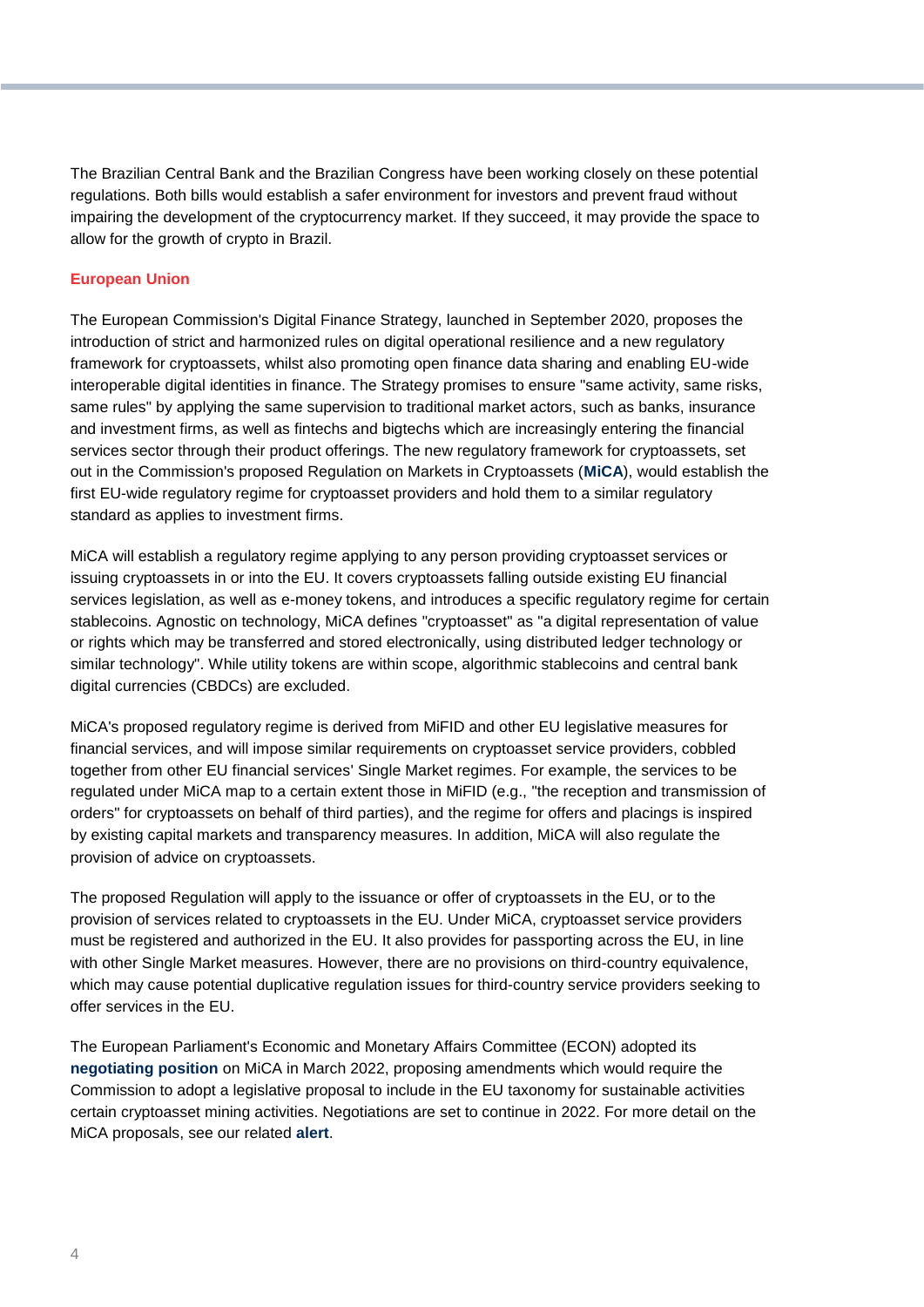The Brazilian Central Bank and the Brazilian Congress have been working closely on these potential regulations. Both bills would establish a safer environment for investors and prevent fraud without impairing the development of the cryptocurrency market. If they succeed, it may provide the space to allow for the growth of crypto in Brazil.

## European Union

The European Commission's Digital Finance Strategy, launched in September 2020, proposes the introduction of strict and harmonized rules on digital operational resilience and a new regulatory framework for cryptoassets, whilst also promoting open finance data sharing and enabling EU-wide interoperable digital identities in finance. The Strategy promises to ensure "same activity, same risks, same rules" by applying the same supervision to traditional market actors, such as banks, insurance and investment firms, as well as fintechs and bigtechs which are increasingly entering the financial services sector through their product offerings. The new regulatory framework for cryptoassets, set out in the Commission's proposed Regulation on Markets in Cryptoassets (**MiCA**), would establish the first EU-wide regulatory regime for cryptoasset providers and hold them to a similar regulatory standard as applies to investment firms.

MiCA will establish a regulatory regime applying to any person providing cryptoasset services or issuing cryptoassets in or into the EU. It covers cryptoassets falling outside existing EU financial services legislation, as well as e-money tokens, and introduces a specific regulatory regime for certain stablecoins. Agnostic on technology, MiCA defines "cryptoasset" as "a digital representation of value or rights which may be transferred and stored electronically, using distributed ledger technology or similar technology". While utility tokens are within scope, algorithmic stablecoins and central bank digital currencies (CBDCs) are excluded.

MiCA's proposed regulatory regime is derived from MiFID and other EU legislative measures for financial services, and will impose similar requirements on cryptoasset service providers, cobbled together from other EU financial services' Single Market regimes. For example, the services to be regulated under MiCA map to a certain extent those in MiFID (e.g., "the reception and transmission of orders" for cryptoassets on behalf of third parties), and the regime for offers and placings is inspired by existing capital markets and transparency measures. In addition, MiCA will also regulate the provision of advice on cryptoassets.

The proposed Regulation will apply to the issuance or offer of cryptoassets in the EU, or to the provision of services related to cryptoassets in the EU. Under MiCA, cryptoasset service providers must be registered and authorized in the EU. It also provides for passporting across the EU, in line with other Single Market measures. However, there are no provisions on third-country equivalence, which may cause potential duplicative regulation issues for third-country service providers seeking to offer services in the EU.

The European Parliament's Economic and Monetary Affairs Committee (ECON) adopted its **negotiating position** on MiCA in March 2022, proposing amendments which would require the Commission to adopt a legislative proposal to include in the EU taxonomy for sustainable activities certain cryptoasset mining activities. Negotiations are set to continue in 2022. For more detail on the MiCA proposals, see our related **alert**.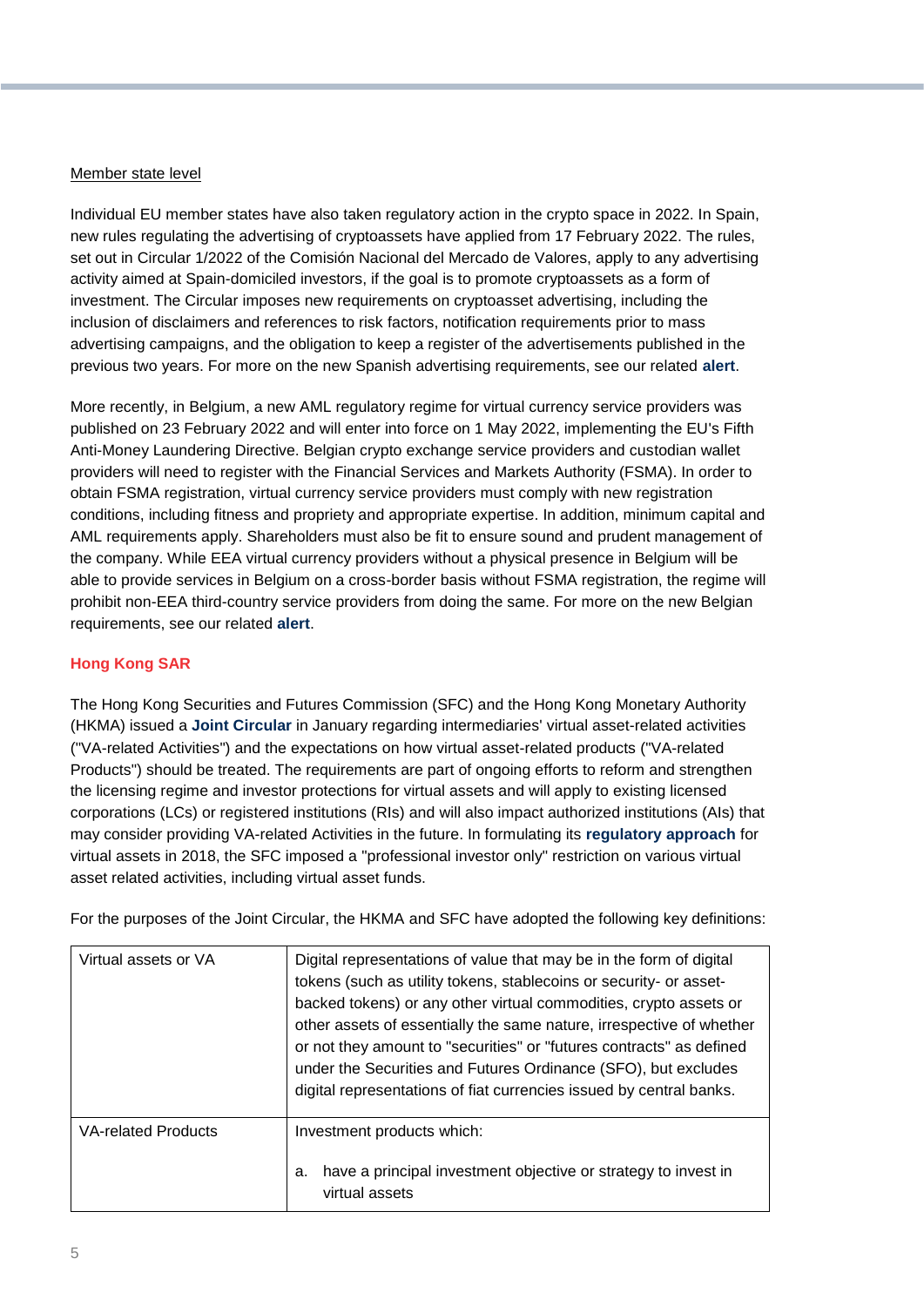Member state level

Individual EU member states have also taken regulatory action in the crypto space in 2022. In Spain, new rules regulating the advertising of cryptoassets have applied from 17 February 2022. The rules, set out in Circular 1/2022 of the Comisión Nacional del Mercado de Valores, apply to any advertising activity aimed at Spain-domiciled investors, if the goal is to promote cryptoassets as a form of investment. The Circular imposes new requirements on cryptoasset advertising, including the inclusion of disclaimers and references to risk factors, notification requirements prior to mass advertising campaigns, and the obligation to keep a register of the advertisements published in the previous two years. For more on the new Spanish advertising requirements, see our related **alert**.

More recently, in Belgium, a new AML regulatory regime for virtual currency service providers was published on 23 February 2022 and will enter into force on 1 May 2022, implementing the EU's Fifth Anti-Money Laundering Directive. Belgian crypto exchange service providers and custodian wallet providers will need to register with the Financial Services and Markets Authority (FSMA). In order to obtain FSMA registration, virtual currency service providers must comply with new registration conditions, including fitness and propriety and appropriate expertise. In addition, minimum capital and AML requirements apply. Shareholders must also be fit to ensure sound and prudent management of the company. While EEA virtual currency providers without a physical presence in Belgium will be able to provide services in Belgium on a cross-border basis without FSMA registration, the regime will prohibit non-EEA third-country service providers from doing the same. For more on the new Belgian requirements, see our related **alert**.

### Hong Kong SAR

The Hong Kong Securities and Futures Commission (SFC) and the Hong Kong Monetary Authority (HKMA) issued a **Joint Circular** in January regarding intermediaries' virtual asset-related activities ("VA-related Activities") and the expectations on how virtual asset-related products ("VA-related Products") should be treated. The requirements are part of ongoing efforts to reform and strengthen the licensing regime and investor protections for virtual assets and will apply to existing licensed corporations (LCs) or registered institutions (RIs) and will also impact authorized institutions (AIs) that may consider providing VA-related Activities in the future. In formulating its **regulatory approach** for virtual assets in 2018, the SFC imposed a "professional investor only" restriction on various virtual asset related activities, including virtual asset funds.

For the purposes of the Joint Circular, the HKMA and SFC have adopted the following key definitions:

| | |
|---|---|
| Virtual assets or VA | Digital representations of value that may be in the form of digital tokens (such as utility tokens, stablecoins or security- or asset-backed tokens) or any other virtual commodities, crypto assets or other assets of essentially the same nature, irrespective of whether or not they amount to "securities" or "futures contracts" as defined under the Securities and Futures Ordinance (SFO), but excludes digital representations of fiat currencies issued by central banks. |
| VA-related Products | Investment products which:<br><br>a. have a principal investment objective or strategy to invest in virtual assets |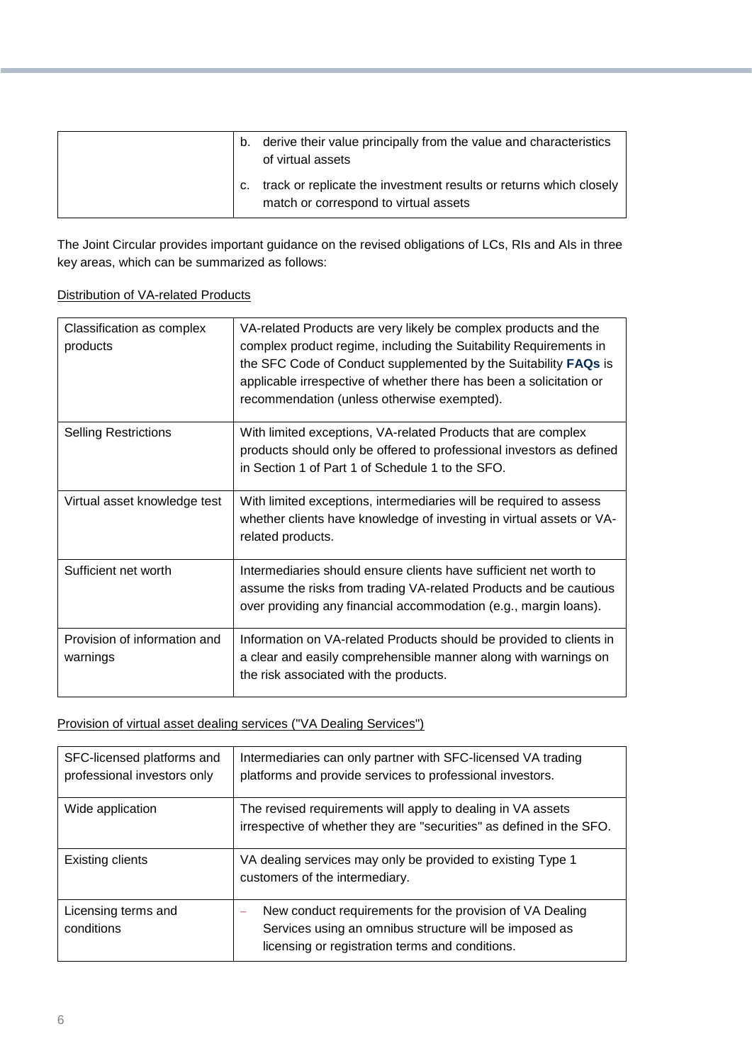| | |
|---|---|
| | b. derive their value principally from the value and characteristics of virtual assets<br>c. track or replicate the investment results or returns which closely match or correspond to virtual assets |

The Joint Circular provides important guidance on the revised obligations of LCs, RIs and AIs in three key areas, which can be summarized as follows:

<u>Distribution of VA-related Products</u>

| | |
|---|---|
| Classification as complex products | VA-related Products are very likely be complex products and the complex product regime, including the Suitability Requirements in the SFC Code of Conduct supplemented by the Suitability **FAQs** is applicable irrespective of whether there has been a solicitation or recommendation (unless otherwise exempted). |
| Selling Restrictions | With limited exceptions, VA-related Products that are complex products should only be offered to professional investors as defined in Section 1 of Part 1 of Schedule 1 to the SFO. |
| Virtual asset knowledge test | With limited exceptions, intermediaries will be required to assess whether clients have knowledge of investing in virtual assets or VA-related products. |
| Sufficient net worth | Intermediaries should ensure clients have sufficient net worth to assume the risks from trading VA-related Products and be cautious over providing any financial accommodation (e.g., margin loans). |
| Provision of information and warnings | Information on VA-related Products should be provided to clients in a clear and easily comprehensible manner along with warnings on the risk associated with the products. |

<u>Provision of virtual asset dealing services ("VA Dealing Services")</u>

| | |
|---|---|
| SFC-licensed platforms and professional investors only | Intermediaries can only partner with SFC-licensed VA trading platforms and provide services to professional investors. |
| Wide application | The revised requirements will apply to dealing in VA assets irrespective of whether they are "securities" as defined in the SFO. |
| Existing clients | VA dealing services may only be provided to existing Type 1 customers of the intermediary. |
| Licensing terms and conditions | – New conduct requirements for the provision of VA Dealing Services using an omnibus structure will be imposed as licensing or registration terms and conditions. |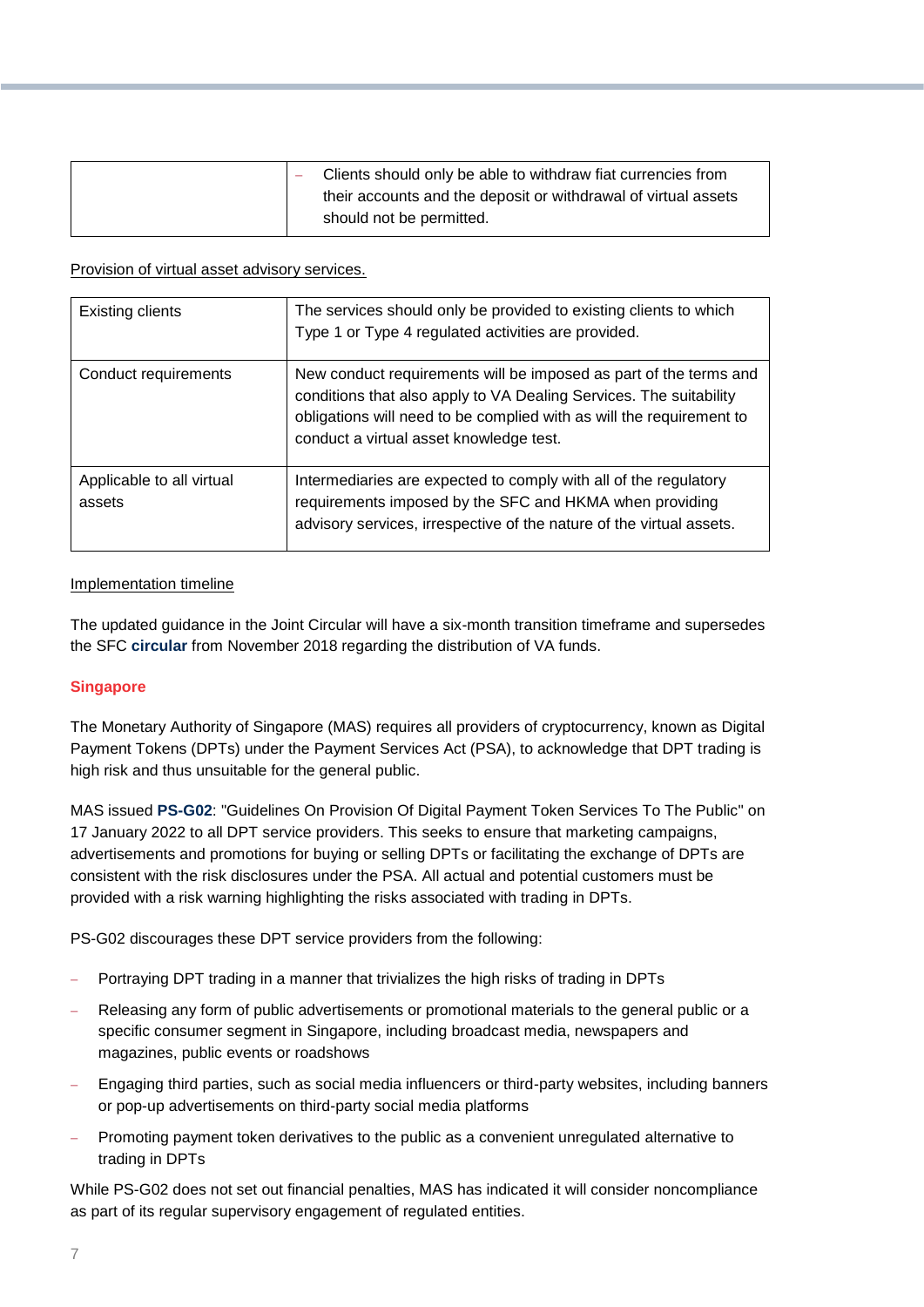| | |
|---|---|
| | – Clients should only be able to withdraw fiat currencies from their accounts and the deposit or withdrawal of virtual assets should not be permitted. |

Provision of virtual asset advisory services.

| | |
|---|---|
| Existing clients | The services should only be provided to existing clients to which Type 1 or Type 4 regulated activities are provided. |
| Conduct requirements | New conduct requirements will be imposed as part of the terms and conditions that also apply to VA Dealing Services. The suitability obligations will need to be complied with as will the requirement to conduct a virtual asset knowledge test. |
| Applicable to all virtual assets | Intermediaries are expected to comply with all of the regulatory requirements imposed by the SFC and HKMA when providing advisory services, irrespective of the nature of the virtual assets. |

Implementation timeline

The updated guidance in the Joint Circular will have a six-month transition timeframe and supersedes the SFC **circular** from November 2018 regarding the distribution of VA funds.

## Singapore

The Monetary Authority of Singapore (MAS) requires all providers of cryptocurrency, known as Digital Payment Tokens (DPTs) under the Payment Services Act (PSA), to acknowledge that DPT trading is high risk and thus unsuitable for the general public.

MAS issued **PS-G02**: "Guidelines On Provision Of Digital Payment Token Services To The Public" on 17 January 2022 to all DPT service providers. This seeks to ensure that marketing campaigns, advertisements and promotions for buying or selling DPTs or facilitating the exchange of DPTs are consistent with the risk disclosures under the PSA. All actual and potential customers must be provided with a risk warning highlighting the risks associated with trading in DPTs.

PS-G02 discourages these DPT service providers from the following:

- Portraying DPT trading in a manner that trivializes the high risks of trading in DPTs
- Releasing any form of public advertisements or promotional materials to the general public or a specific consumer segment in Singapore, including broadcast media, newspapers and magazines, public events or roadshows
- Engaging third parties, such as social media influencers or third-party websites, including banners or pop-up advertisements on third-party social media platforms
- Promoting payment token derivatives to the public as a convenient unregulated alternative to trading in DPTs

While PS-G02 does not set out financial penalties, MAS has indicated it will consider noncompliance as part of its regular supervisory engagement of regulated entities.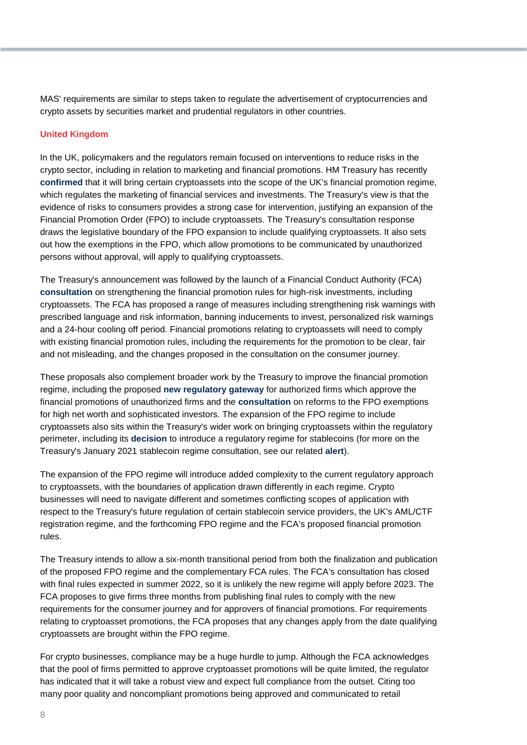MAS' requirements are similar to steps taken to regulate the advertisement of cryptocurrencies and crypto assets by securities market and prudential regulators in other countries.

## United Kingdom

In the UK, policymakers and the regulators remain focused on interventions to reduce risks in the crypto sector, including in relation to marketing and financial promotions. HM Treasury has recently **confirmed** that it will bring certain cryptoassets into the scope of the UK's financial promotion regime, which regulates the marketing of financial services and investments. The Treasury's view is that the evidence of risks to consumers provides a strong case for intervention, justifying an expansion of the Financial Promotion Order (FPO) to include cryptoassets. The Treasury's consultation response draws the legislative boundary of the FPO expansion to include qualifying cryptoassets. It also sets out how the exemptions in the FPO, which allow promotions to be communicated by unauthorized persons without approval, will apply to qualifying cryptoassets.

The Treasury's announcement was followed by the launch of a Financial Conduct Authority (FCA) **consultation** on strengthening the financial promotion rules for high-risk investments, including cryptoassets. The FCA has proposed a range of measures including strengthening risk warnings with prescribed language and risk information, banning inducements to invest, personalized risk warnings and a 24-hour cooling off period. Financial promotions relating to cryptoassets will need to comply with existing financial promotion rules, including the requirements for the promotion to be clear, fair and not misleading, and the changes proposed in the consultation on the consumer journey.

These proposals also complement broader work by the Treasury to improve the financial promotion regime, including the proposed **new regulatory gateway** for authorized firms which approve the financial promotions of unauthorized firms and the **consultation** on reforms to the FPO exemptions for high net worth and sophisticated investors. The expansion of the FPO regime to include cryptoassets also sits within the Treasury's wider work on bringing cryptoassets within the regulatory perimeter, including its **decision** to introduce a regulatory regime for stablecoins (for more on the Treasury's January 2021 stablecoin regime consultation, see our related **alert**).

The expansion of the FPO regime will introduce added complexity to the current regulatory approach to cryptoassets, with the boundaries of application drawn differently in each regime. Crypto businesses will need to navigate different and sometimes conflicting scopes of application with respect to the Treasury's future regulation of certain stablecoin service providers, the UK's AML/CTF registration regime, and the forthcoming FPO regime and the FCA's proposed financial promotion rules.

The Treasury intends to allow a six-month transitional period from both the finalization and publication of the proposed FPO regime and the complementary FCA rules. The FCA's consultation has closed with final rules expected in summer 2022, so it is unlikely the new regime will apply before 2023. The FCA proposes to give firms three months from publishing final rules to comply with the new requirements for the consumer journey and for approvers of financial promotions. For requirements relating to cryptoasset promotions, the FCA proposes that any changes apply from the date qualifying cryptoassets are brought within the FPO regime.

For crypto businesses, compliance may be a huge hurdle to jump. Although the FCA acknowledges that the pool of firms permitted to approve cryptoasset promotions will be quite limited, the regulator has indicated that it will take a robust view and expect full compliance from the outset. Citing too many poor quality and noncompliant promotions being approved and communicated to retail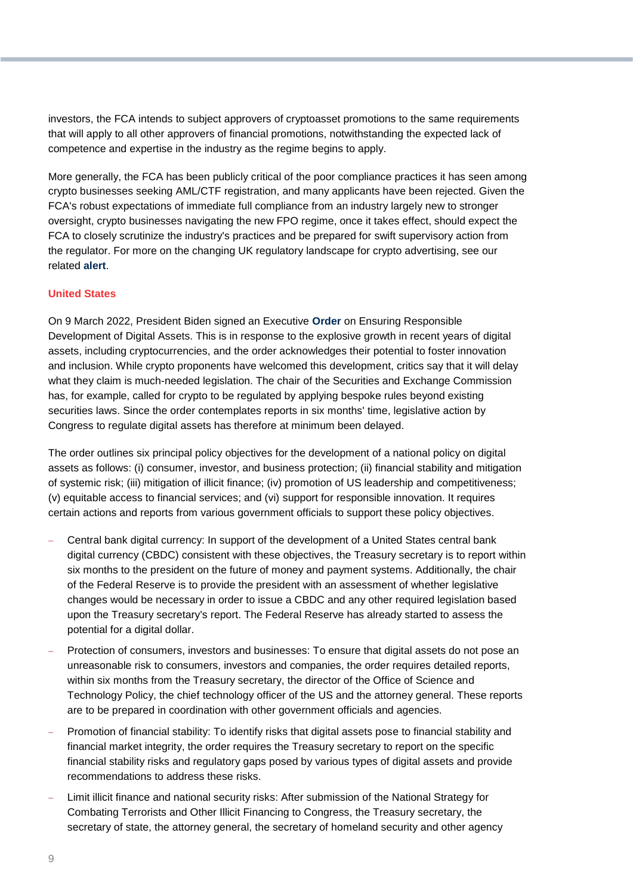investors, the FCA intends to subject approvers of cryptoasset promotions to the same requirements that will apply to all other approvers of financial promotions, notwithstanding the expected lack of competence and expertise in the industry as the regime begins to apply.

More generally, the FCA has been publicly critical of the poor compliance practices it has seen among crypto businesses seeking AML/CTF registration, and many applicants have been rejected. Given the FCA's robust expectations of immediate full compliance from an industry largely new to stronger oversight, crypto businesses navigating the new FPO regime, once it takes effect, should expect the FCA to closely scrutinize the industry's practices and be prepared for swift supervisory action from the regulator. For more on the changing UK regulatory landscape for crypto advertising, see our related **alert**.

### United States

On 9 March 2022, President Biden signed an Executive **Order** on Ensuring Responsible Development of Digital Assets. This is in response to the explosive growth in recent years of digital assets, including cryptocurrencies, and the order acknowledges their potential to foster innovation and inclusion. While crypto proponents have welcomed this development, critics say that it will delay what they claim is much-needed legislation. The chair of the Securities and Exchange Commission has, for example, called for crypto to be regulated by applying bespoke rules beyond existing securities laws. Since the order contemplates reports in six months' time, legislative action by Congress to regulate digital assets has therefore at minimum been delayed.

The order outlines six principal policy objectives for the development of a national policy on digital assets as follows: (i) consumer, investor, and business protection; (ii) financial stability and mitigation of systemic risk; (iii) mitigation of illicit finance; (iv) promotion of US leadership and competitiveness; (v) equitable access to financial services; and (vi) support for responsible innovation. It requires certain actions and reports from various government officials to support these policy objectives.

- Central bank digital currency: In support of the development of a United States central bank digital currency (CBDC) consistent with these objectives, the Treasury secretary is to report within six months to the president on the future of money and payment systems. Additionally, the chair of the Federal Reserve is to provide the president with an assessment of whether legislative changes would be necessary in order to issue a CBDC and any other required legislation based upon the Treasury secretary's report. The Federal Reserve has already started to assess the potential for a digital dollar.
- Protection of consumers, investors and businesses: To ensure that digital assets do not pose an unreasonable risk to consumers, investors and companies, the order requires detailed reports, within six months from the Treasury secretary, the director of the Office of Science and Technology Policy, the chief technology officer of the US and the attorney general. These reports are to be prepared in coordination with other government officials and agencies.
- Promotion of financial stability: To identify risks that digital assets pose to financial stability and financial market integrity, the order requires the Treasury secretary to report on the specific financial stability risks and regulatory gaps posed by various types of digital assets and provide recommendations to address these risks.
- Limit illicit finance and national security risks: After submission of the National Strategy for Combating Terrorists and Other Illicit Financing to Congress, the Treasury secretary, the secretary of state, the attorney general, the secretary of homeland security and other agency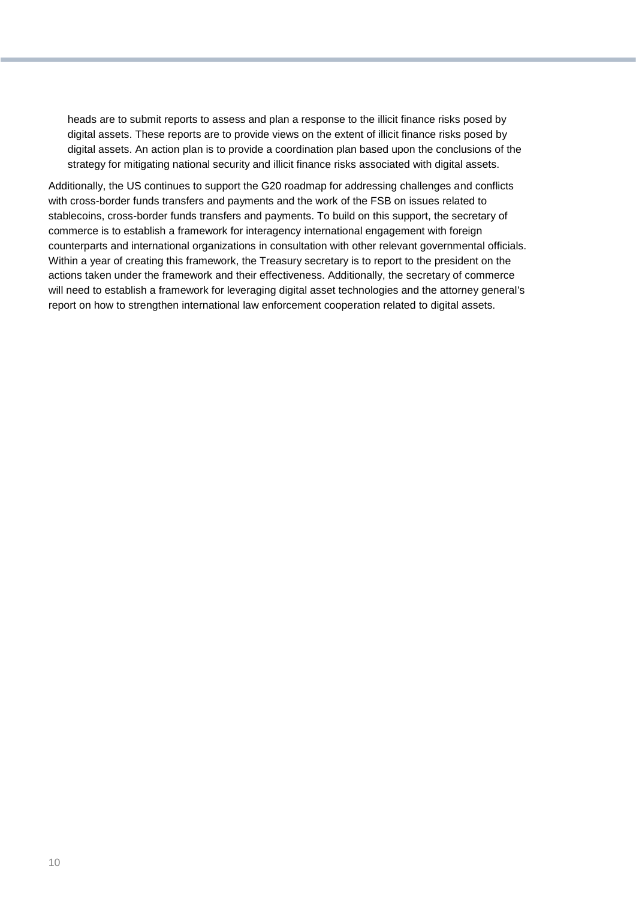heads are to submit reports to assess and plan a response to the illicit finance risks posed by digital assets. These reports are to provide views on the extent of illicit finance risks posed by digital assets. An action plan is to provide a coordination plan based upon the conclusions of the strategy for mitigating national security and illicit finance risks associated with digital assets.

Additionally, the US continues to support the G20 roadmap for addressing challenges and conflicts with cross-border funds transfers and payments and the work of the FSB on issues related to stablecoins, cross-border funds transfers and payments. To build on this support, the secretary of commerce is to establish a framework for interagency international engagement with foreign counterparts and international organizations in consultation with other relevant governmental officials. Within a year of creating this framework, the Treasury secretary is to report to the president on the actions taken under the framework and their effectiveness. Additionally, the secretary of commerce will need to establish a framework for leveraging digital asset technologies and the attorney general's report on how to strengthen international law enforcement cooperation related to digital assets.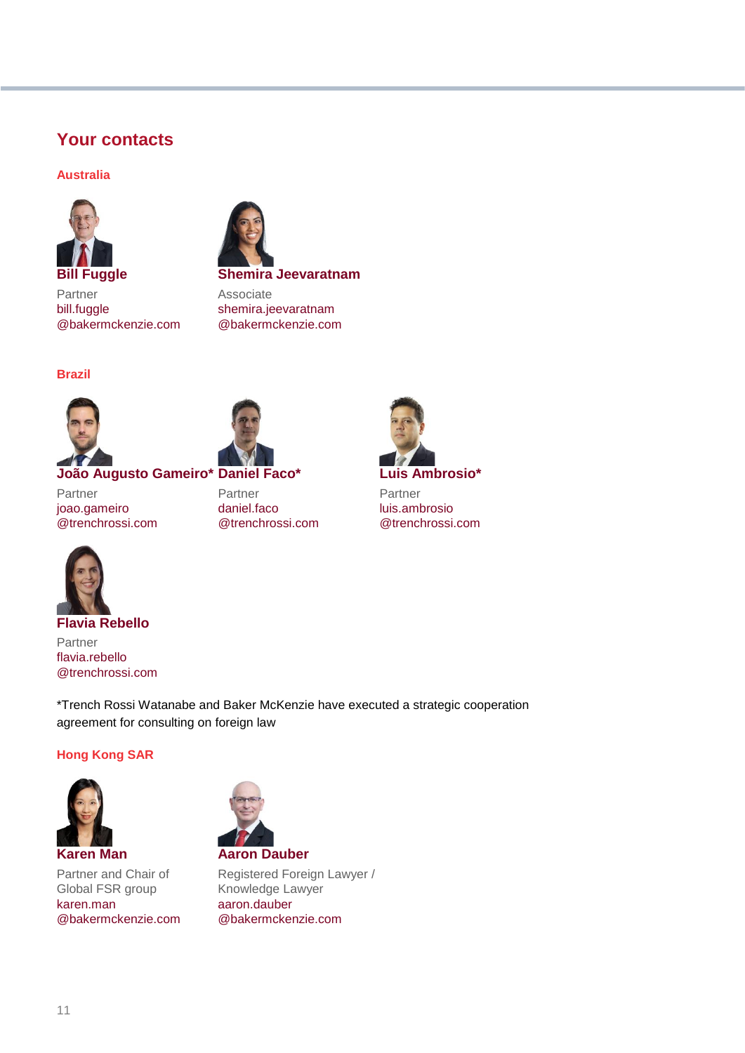## Your contacts

### Australia

**Bill Fuggle**
Partner
bill.fuggle@bakermckenzie.com

**Shemira Jeevaratnam**
Associate
shemira.jeevaratnam@bakermckenzie.com

### Brazil

**João Augusto Gameiro***
Partner
joao.gameiro@trenchrossi.com

**Daniel Faco***
Partner
daniel.faco@trenchrossi.com

**Luis Ambrosio***
Partner
luis.ambrosio@trenchrossi.com

**Flavia Rebello**
Partner
flavia.rebello@trenchrossi.com

*Trench Rossi Watanabe and Baker McKenzie have executed a strategic cooperation agreement for consulting on foreign law

### Hong Kong SAR

**Karen Man**
Partner and Chair of Global FSR group
karen.man@bakermckenzie.com

**Aaron Dauber**
Registered Foreign Lawyer / Knowledge Lawyer
aaron.dauber@bakermckenzie.com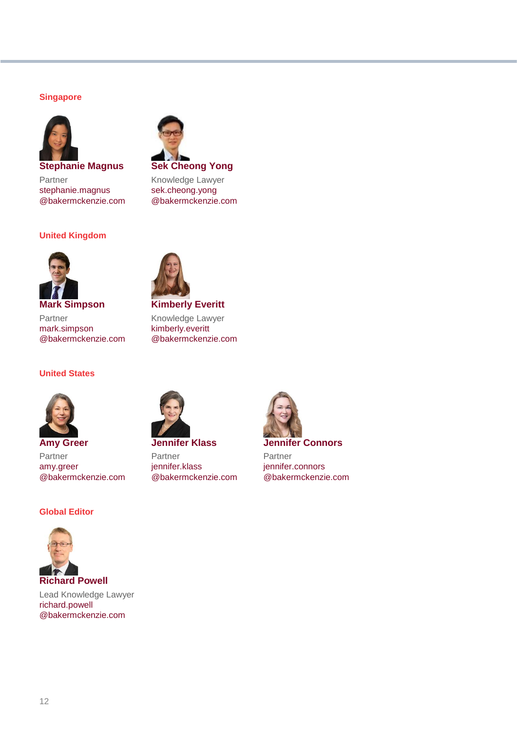## Singapore

**Stephanie Magnus**
Partner
stephanie.magnus
@bakermckenzie.com

**Sek Cheong Yong**
Knowledge Lawyer
sek.cheong.yong
@bakermckenzie.com

## United Kingdom

**Mark Simpson**
Partner
mark.simpson
@bakermckenzie.com

**Kimberly Everitt**
Knowledge Lawyer
kimberly.everitt
@bakermckenzie.com

## United States

**Amy Greer**
Partner
amy.greer
@bakermckenzie.com

**Jennifer Klass**
Partner
jennifer.klass
@bakermckenzie.com

**Jennifer Connors**
Partner
jennifer.connors
@bakermckenzie.com

## Global Editor

**Richard Powell**
Lead Knowledge Lawyer
richard.powell
@bakermckenzie.com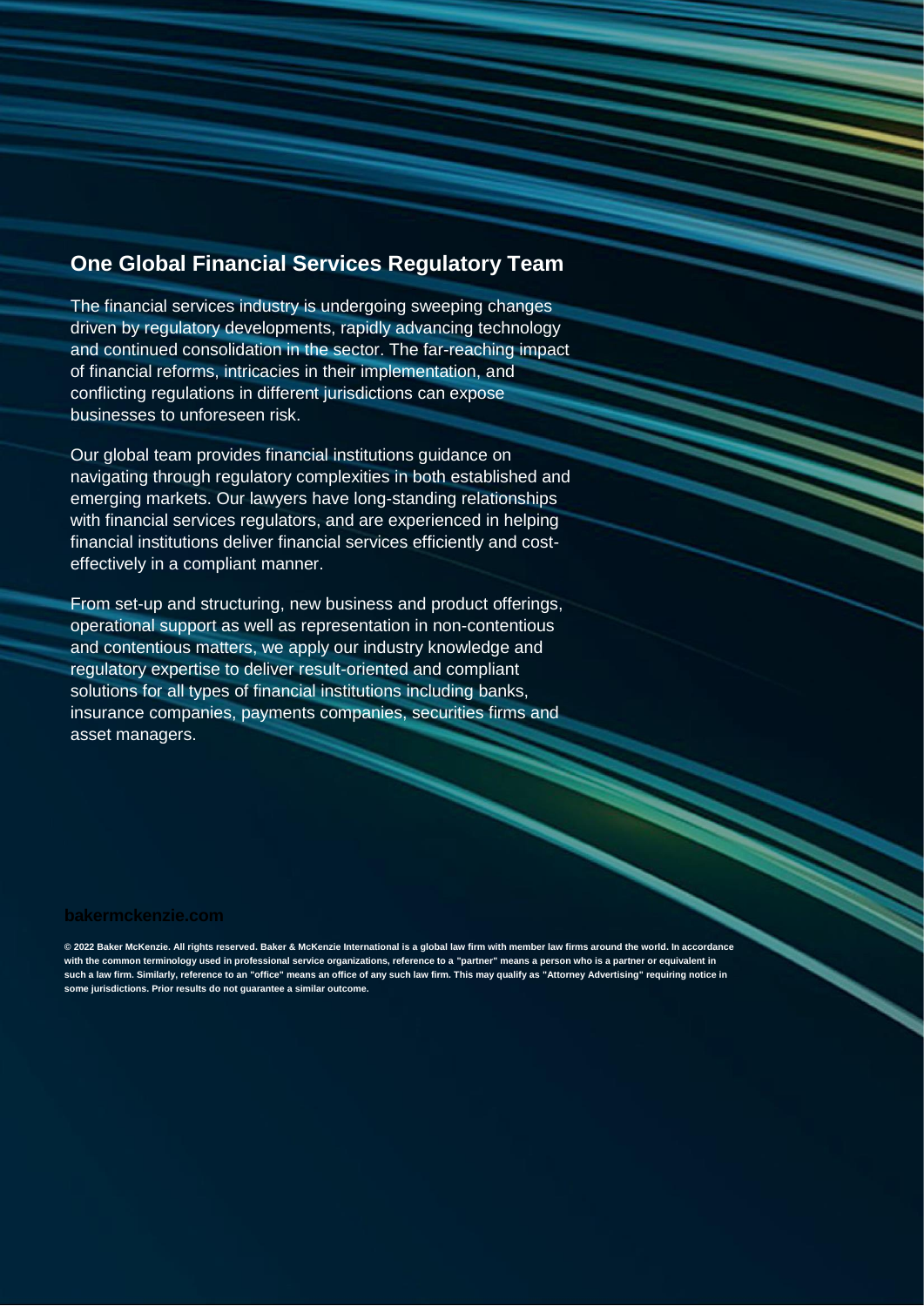## One Global Financial Services Regulatory Team

The financial services industry is undergoing sweeping changes driven by regulatory developments, rapidly advancing technology and continued consolidation in the sector. The far-reaching impact of financial reforms, intricacies in their implementation, and conflicting regulations in different jurisdictions can expose businesses to unforeseen risk.

Our global team provides financial institutions guidance on navigating through regulatory complexities in both established and emerging markets. Our lawyers have long-standing relationships with financial services regulators, and are experienced in helping financial institutions deliver financial services efficiently and cost-effectively in a compliant manner.

From set-up and structuring, new business and product offerings, operational support as well as representation in non-contentious and contentious matters, we apply our industry knowledge and regulatory expertise to deliver result-oriented and compliant solutions for all types of financial institutions including banks, insurance companies, payments companies, securities firms and asset managers.

**bakermckenzie.com**

**© 2022 Baker McKenzie. All rights reserved. Baker & McKenzie International is a global law firm with member law firms around the world. In accordance with the common terminology used in professional service organizations, reference to a "partner" means a person who is a partner or equivalent in such a law firm. Similarly, reference to an "office" means an office of any such law firm. This may qualify as "Attorney Advertising" requiring notice in some jurisdictions. Prior results do not guarantee a similar outcome.**